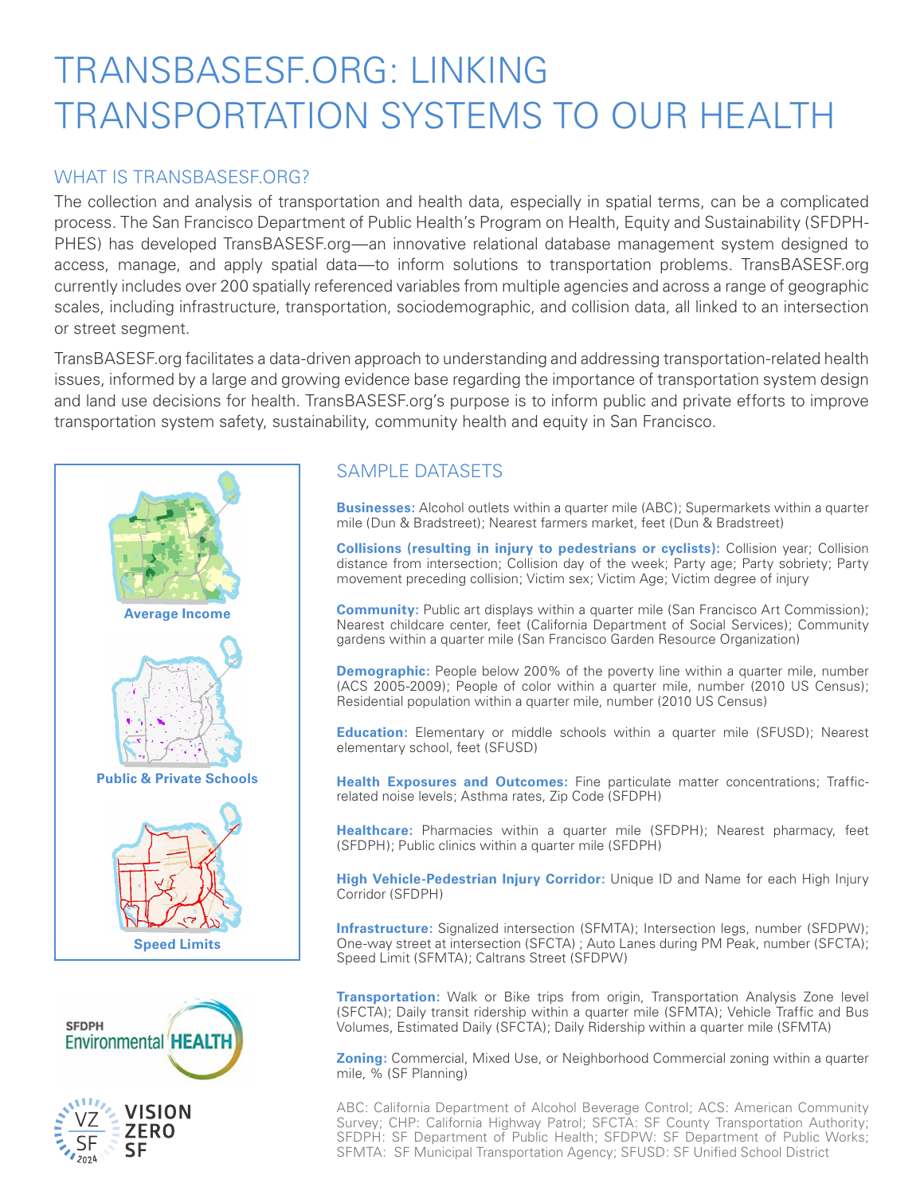# TRANSBASESF.ORG: LINKING TRANSPORTATION SYSTEMS TO OUR HEALTH

## WHAT IS TRANSBASESF.ORG?

The collection and analysis of transportation and health data, especially in spatial terms, can be a complicated process. The San Francisco Department of Public Health's Program on Health, Equity and Sustainability (SFDPH-PHES) has developed TransBASESF.org—an innovative relational database management system designed to access, manage, and apply spatial data—to inform solutions to transportation problems. TransBASESF.org currently includes over 200 spatially referenced variables from multiple agencies and across a range of geographic scales, including infrastructure, transportation, sociodemographic, and collision data, all linked to an intersection or street segment.

TransBASESF.org facilitates a data-driven approach to understanding and addressing transportation-related health issues, informed by a large and growing evidence base regarding the importance of transportation system design and land use decisions for health. TransBASESF.org's purpose is to inform public and private efforts to improve transportation system safety, sustainability, community health and equity in San Francisco.

Average Income

Public & Private Schools

Speed Limits

## SAMPLE DATASETS

**Businesses:** Alcohol outlets within a quarter mile (ABC); Supermarkets within a quarter mile (Dun & Bradstreet); Nearest farmers market, feet (Dun & Bradstreet)

**Collisions (resulting in injury to pedestrians or cyclists):** Collision year; Collision distance from intersection; Collision day of the week; Party age; Party sobriety; Party movement preceding collision; Victim sex; Victim Age; Victim degree of injury

**Community:** Public art displays within a quarter mile (San Francisco Art Commission); Nearest childcare center, feet (California Department of Social Services); Community gardens within a quarter mile (San Francisco Garden Resource Organization)

**Demographic:** People below 200% of the poverty line within a quarter mile, number (ACS 2005-2009); People of color within a quarter mile, number (2010 US Census); Residential population within a quarter mile, number (2010 US Census)

**Education:** Elementary or middle schools within a quarter mile (SFUSD); Nearest elementary school, feet (SFUSD)

**Health Exposures and Outcomes:** Fine particulate matter concentrations; Traffic-related noise levels; Asthma rates, Zip Code (SFDPH)

**Healthcare:** Pharmacies within a quarter mile (SFDPH); Nearest pharmacy, feet (SFDPH); Public clinics within a quarter mile (SFDPH)

**High Vehicle-Pedestrian Injury Corridor:** Unique ID and Name for each High Injury Corridor (SFDPH)

**Infrastructure:** Signalized intersection (SFMTA); Intersection legs, number (SFDPW); One-way street at intersection (SFCTA) ; Auto Lanes during PM Peak, number (SFCTA); Speed Limit (SFMTA); Caltrans Street (SFDPW)

**Transportation:** Walk or Bike trips from origin, Transportation Analysis Zone level (SFCTA); Daily transit ridership within a quarter mile (SFMTA); Vehicle Traffic and Bus Volumes, Estimated Daily (SFCTA); Daily Ridership within a quarter mile (SFMTA)

**Zoning:** Commercial, Mixed Use, or Neighborhood Commercial zoning within a quarter mile, % (SF Planning)

ABC: California Department of Alcohol Beverage Control; ACS: American Community Survey; CHP: California Highway Patrol; SFCTA: SF County Transportation Authority; SFDPH: SF Department of Public Health; SFDPW: SF Department of Public Works; SFMTA: SF Municipal Transportation Agency; SFUSD: SF Unified School District

SFDPH Environmental HEALTH

VISION ZERO SF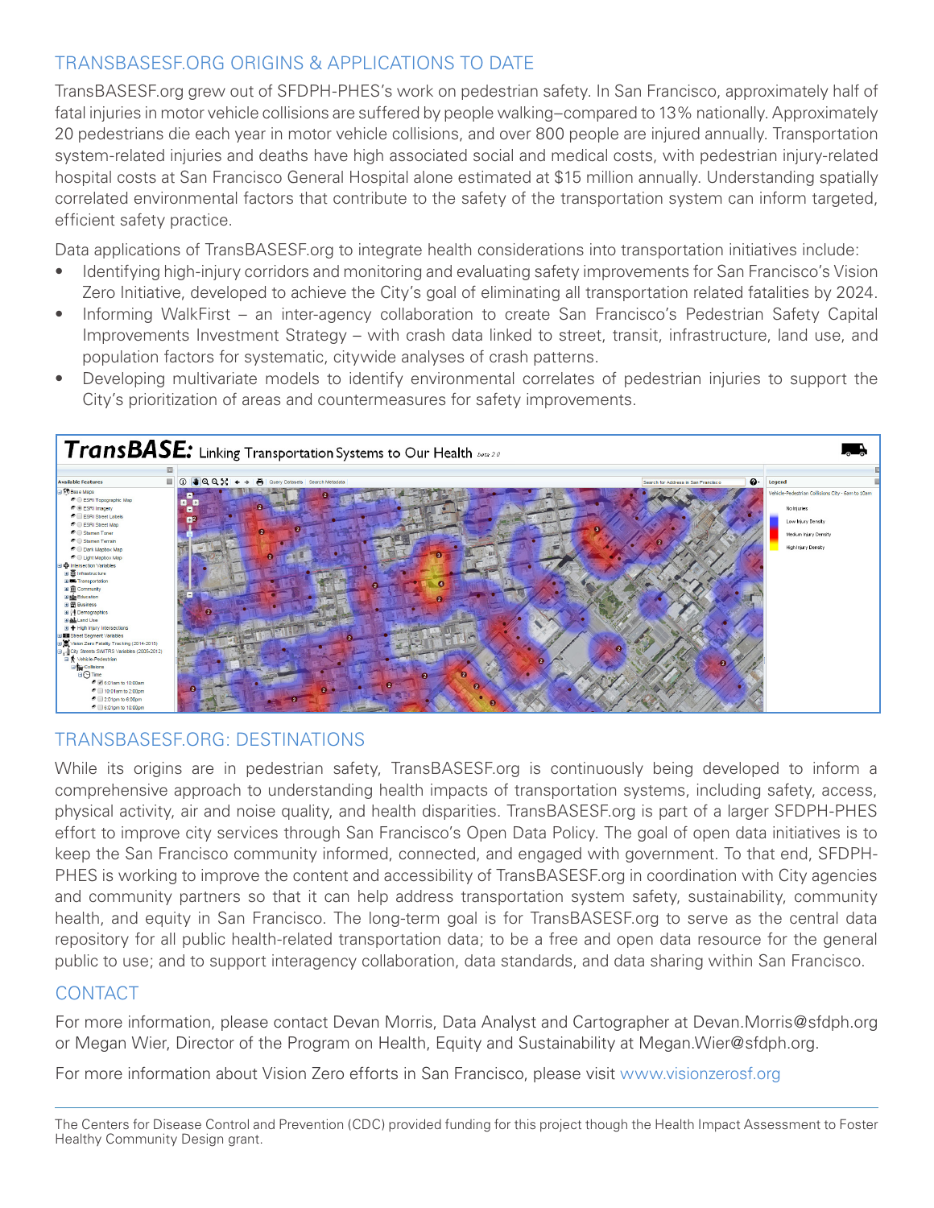## TRANSBASESF.ORG ORIGINS & APPLICATIONS TO DATE

TransBASESF.org grew out of SFDPH-PHES's work on pedestrian safety. In San Francisco, approximately half of fatal injuries in motor vehicle collisions are suffered by people walking–compared to 13% nationally. Approximately 20 pedestrians die each year in motor vehicle collisions, and over 800 people are injured annually. Transportation system-related injuries and deaths have high associated social and medical costs, with pedestrian injury-related hospital costs at San Francisco General Hospital alone estimated at $15 million annually. Understanding spatially correlated environmental factors that contribute to the safety of the transportation system can inform targeted, efficient safety practice.

Data applications of TransBASESF.org to integrate health considerations into transportation initiatives include:

- Identifying high-injury corridors and monitoring and evaluating safety improvements for San Francisco's Vision Zero Initiative, developed to achieve the City's goal of eliminating all transportation related fatalities by 2024.
- Informing WalkFirst – an inter-agency collaboration to create San Francisco's Pedestrian Safety Capital Improvements Investment Strategy – with crash data linked to street, transit, infrastructure, land use, and population factors for systematic, citywide analyses of crash patterns.
- Developing multivariate models to identify environmental correlates of pedestrian injuries to support the City's prioritization of areas and countermeasures for safety improvements.

## TRANSBASESF.ORG: DESTINATIONS

While its origins are in pedestrian safety, TransBASESF.org is continuously being developed to inform a comprehensive approach to understanding health impacts of transportation systems, including safety, access, physical activity, air and noise quality, and health disparities. TransBASESF.org is part of a larger SFDPH-PHES effort to improve city services through San Francisco's Open Data Policy. The goal of open data initiatives is to keep the San Francisco community informed, connected, and engaged with government. To that end, SFDPH-PHES is working to improve the content and accessibility of TransBASESF.org in coordination with City agencies and community partners so that it can help address transportation system safety, sustainability, community health, and equity in San Francisco. The long-term goal is for TransBASESF.org to serve as the central data repository for all public health-related transportation data; to be a free and open data resource for the general public to use; and to support interagency collaboration, data standards, and data sharing within San Francisco.

## CONTACT

For more information, please contact Devan Morris, Data Analyst and Cartographer at Devan.Morris@sfdph.org or Megan Wier, Director of the Program on Health, Equity and Sustainability at Megan.Wier@sfdph.org.

For more information about Vision Zero efforts in San Francisco, please visit www.visionzerosf.org

---

The Centers for Disease Control and Prevention (CDC) provided funding for this project though the Health Impact Assessment to Foster Healthy Community Design grant.